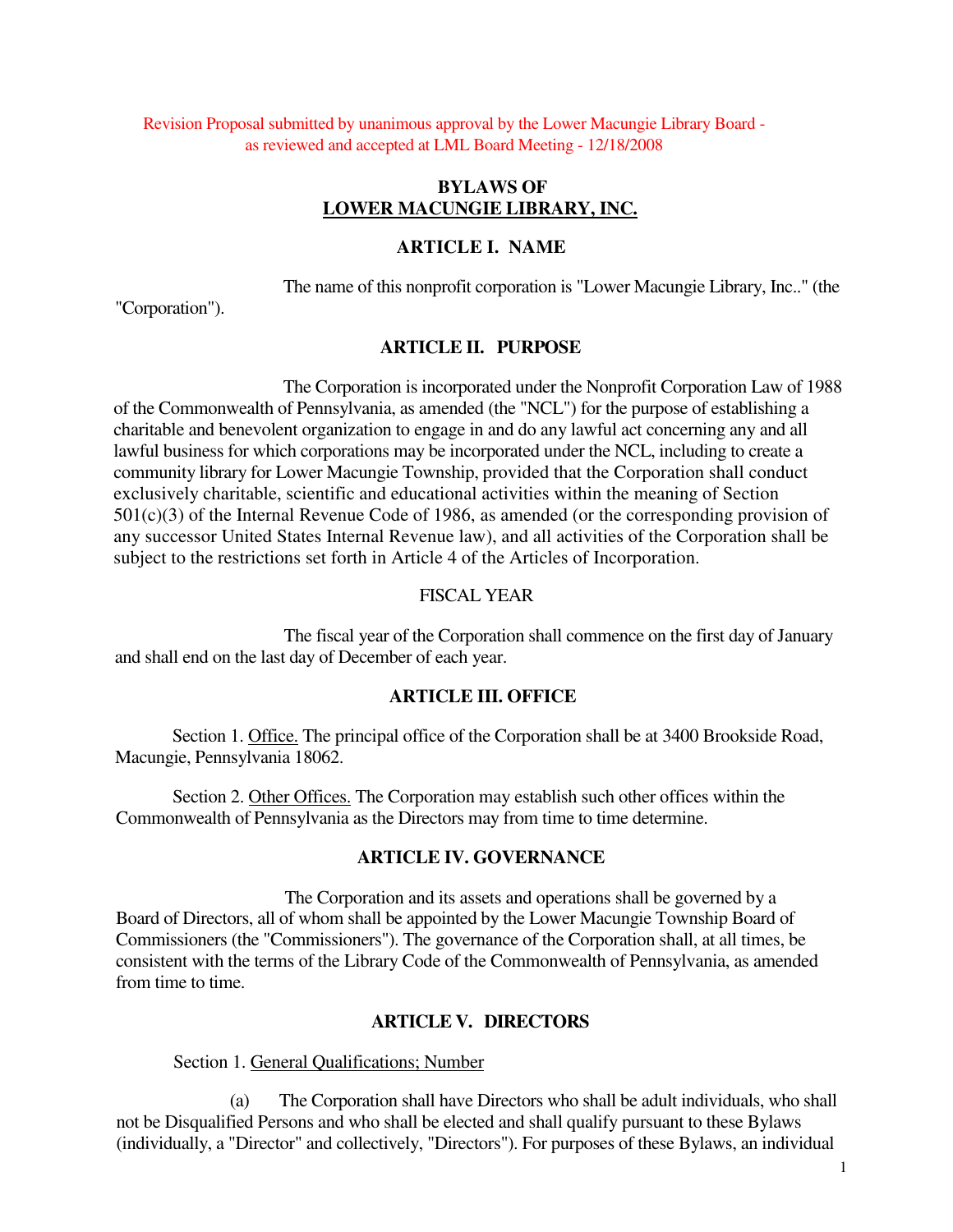Revision Proposal submitted by unanimous approval by the Lower Macungie Library Board - as reviewed and accepted at LML Board Meeting - 12/18/2008

# BYLAWS OF LOWER MACUNGIE LIBRARY, INC.

## ARTICLE I. NAME

The name of this nonprofit corporation is "Lower Macungie Library, Inc.." (the "Corporation").

## ARTICLE II. PURPOSE

The Corporation is incorporated under the Nonprofit Corporation Law of 1988 of the Commonwealth of Pennsylvania, as amended (the "NCL") for the purpose of establishing a charitable and benevolent organization to engage in and do any lawful act concerning any and all lawful business for which corporations may be incorporated under the NCL, including to create a community library for Lower Macungie Township, provided that the Corporation shall conduct exclusively charitable, scientific and educational activities within the meaning of Section 501(c)(3) of the Internal Revenue Code of 1986, as amended (or the corresponding provision of any successor United States Internal Revenue law), and all activities of the Corporation shall be subject to the restrictions set forth in Article 4 of the Articles of Incorporation.

FISCAL YEAR

The fiscal year of the Corporation shall commence on the first day of January and shall end on the last day of December of each year.

## ARTICLE III. OFFICE

Section 1. Office. The principal office of the Corporation shall be at 3400 Brookside Road, Macungie, Pennsylvania 18062.

Section 2. Other Offices. The Corporation may establish such other offices within the Commonwealth of Pennsylvania as the Directors may from time to time determine.

## ARTICLE IV. GOVERNANCE

The Corporation and its assets and operations shall be governed by a Board of Directors, all of whom shall be appointed by the Lower Macungie Township Board of Commissioners (the "Commissioners"). The governance of the Corporation shall, at all times, be consistent with the terms of the Library Code of the Commonwealth of Pennsylvania, as amended from time to time.

## ARTICLE V. DIRECTORS

Section 1. General Qualifications; Number

(a) The Corporation shall have Directors who shall be adult individuals, who shall not be Disqualified Persons and who shall be elected and shall qualify pursuant to these Bylaws (individually, a "Director" and collectively, "Directors"). For purposes of these Bylaws, an individual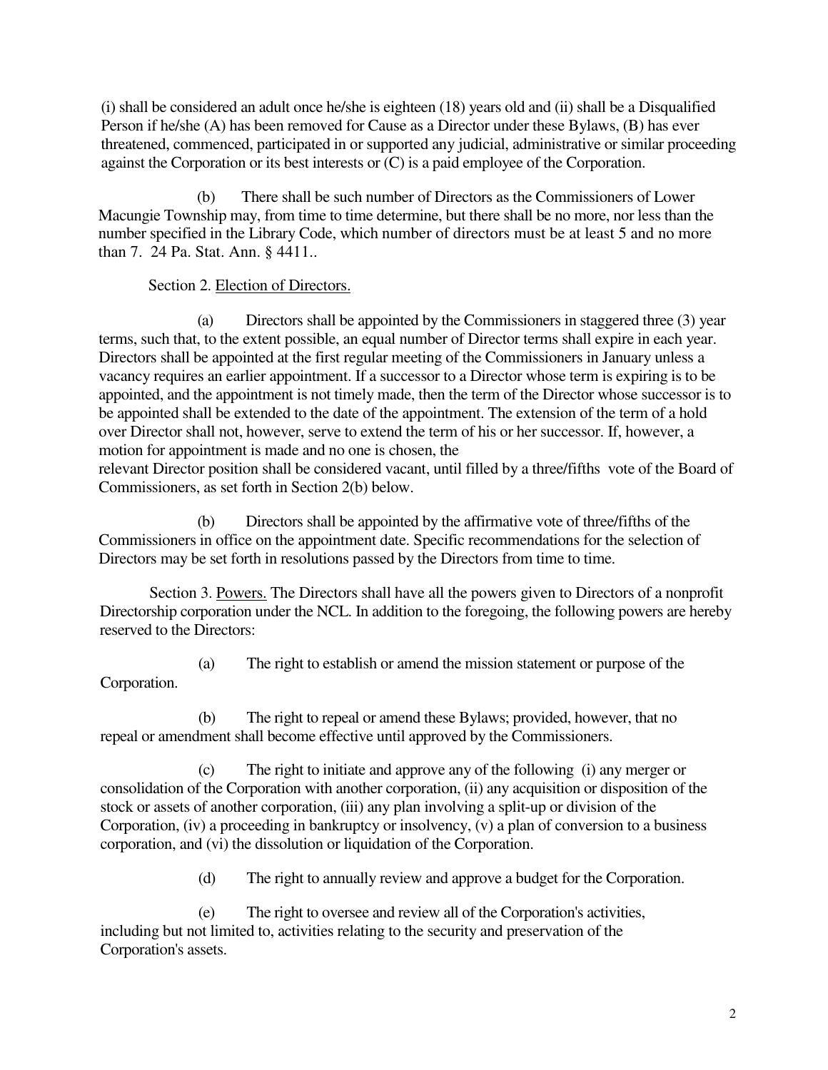(i) shall be considered an adult once he/she is eighteen (18) years old and (ii) shall be a Disqualified Person if he/she (A) has been removed for Cause as a Director under these Bylaws, (B) has ever threatened, commenced, participated in or supported any judicial, administrative or similar proceeding against the Corporation or its best interests or (C) is a paid employee of the Corporation.

(b) There shall be such number of Directors as the Commissioners of Lower Macungie Township may, from time to time determine, but there shall be no more, nor less than the number specified in the Library Code, which number of directors must be at least 5 and no more than 7. 24 Pa. Stat. Ann. § 4411..

Section 2. Election of Directors.

(a) Directors shall be appointed by the Commissioners in staggered three (3) year terms, such that, to the extent possible, an equal number of Director terms shall expire in each year. Directors shall be appointed at the first regular meeting of the Commissioners in January unless a vacancy requires an earlier appointment. If a successor to a Director whose term is expiring is to be appointed, and the appointment is not timely made, then the term of the Director whose successor is to be appointed shall be extended to the date of the appointment. The extension of the term of a hold over Director shall not, however, serve to extend the term of his or her successor. If, however, a motion for appointment is made and no one is chosen, the relevant Director position shall be considered vacant, until filled by a three/fifths vote of the Board of Commissioners, as set forth in Section 2(b) below.

(b) Directors shall be appointed by the affirmative vote of three/fifths of the Commissioners in office on the appointment date. Specific recommendations for the selection of Directors may be set forth in resolutions passed by the Directors from time to time.

Section 3. Powers. The Directors shall have all the powers given to Directors of a nonprofit Directorship corporation under the NCL. In addition to the foregoing, the following powers are hereby reserved to the Directors:

(a) The right to establish or amend the mission statement or purpose of the Corporation.

(b) The right to repeal or amend these Bylaws; provided, however, that no repeal or amendment shall become effective until approved by the Commissioners.

(c) The right to initiate and approve any of the following (i) any merger or consolidation of the Corporation with another corporation, (ii) any acquisition or disposition of the stock or assets of another corporation, (iii) any plan involving a split-up or division of the Corporation, (iv) a proceeding in bankruptcy or insolvency, (v) a plan of conversion to a business corporation, and (vi) the dissolution or liquidation of the Corporation.

(d) The right to annually review and approve a budget for the Corporation.

(e) The right to oversee and review all of the Corporation's activities, including but not limited to, activities relating to the security and preservation of the Corporation's assets.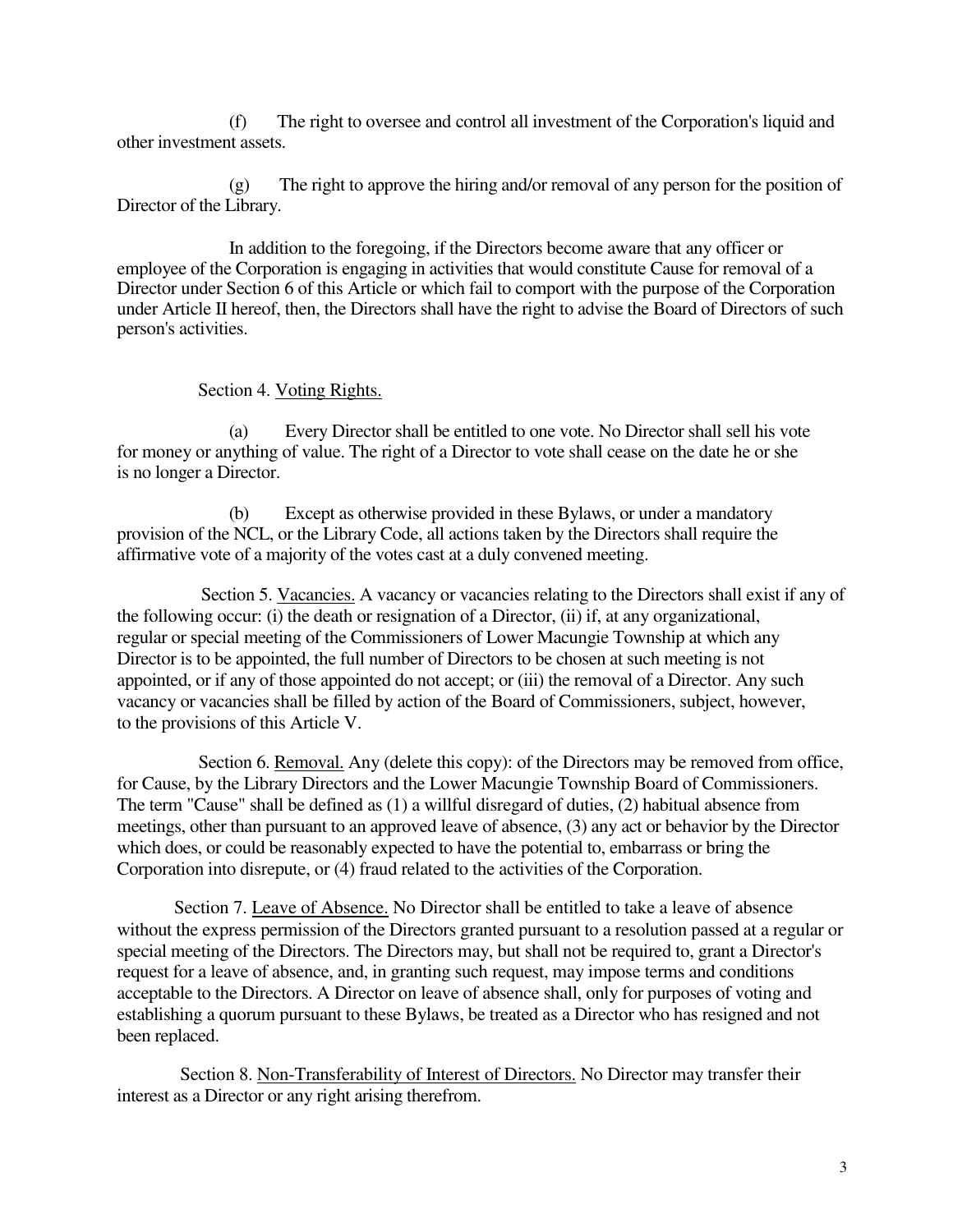(f) The right to oversee and control all investment of the Corporation's liquid and other investment assets.

(g) The right to approve the hiring and/or removal of any person for the position of Director of the Library.

In addition to the foregoing, if the Directors become aware that any officer or employee of the Corporation is engaging in activities that would constitute Cause for removal of a Director under Section 6 of this Article or which fail to comport with the purpose of the Corporation under Article II hereof, then, the Directors shall have the right to advise the Board of Directors of such person's activities.

Section 4. Voting Rights.

(a) Every Director shall be entitled to one vote. No Director shall sell his vote for money or anything of value. The right of a Director to vote shall cease on the date he or she is no longer a Director.

(b) Except as otherwise provided in these Bylaws, or under a mandatory provision of the NCL, or the Library Code, all actions taken by the Directors shall require the affirmative vote of a majority of the votes cast at a duly convened meeting.

Section 5. Vacancies. A vacancy or vacancies relating to the Directors shall exist if any of the following occur: (i) the death or resignation of a Director, (ii) if, at any organizational, regular or special meeting of the Commissioners of Lower Macungie Township at which any Director is to be appointed, the full number of Directors to be chosen at such meeting is not appointed, or if any of those appointed do not accept; or (iii) the removal of a Director. Any such vacancy or vacancies shall be filled by action of the Board of Commissioners, subject, however, to the provisions of this Article V.

Section 6. Removal. Any (delete this copy): of the Directors may be removed from office, for Cause, by the Library Directors and the Lower Macungie Township Board of Commissioners. The term "Cause" shall be defined as (1) a willful disregard of duties, (2) habitual absence from meetings, other than pursuant to an approved leave of absence, (3) any act or behavior by the Director which does, or could be reasonably expected to have the potential to, embarrass or bring the Corporation into disrepute, or (4) fraud related to the activities of the Corporation.

Section 7. Leave of Absence. No Director shall be entitled to take a leave of absence without the express permission of the Directors granted pursuant to a resolution passed at a regular or special meeting of the Directors. The Directors may, but shall not be required to, grant a Director's request for a leave of absence, and, in granting such request, may impose terms and conditions acceptable to the Directors. A Director on leave of absence shall, only for purposes of voting and establishing a quorum pursuant to these Bylaws, be treated as a Director who has resigned and not been replaced.

Section 8. Non-Transferability of Interest of Directors. No Director may transfer their interest as a Director or any right arising therefrom.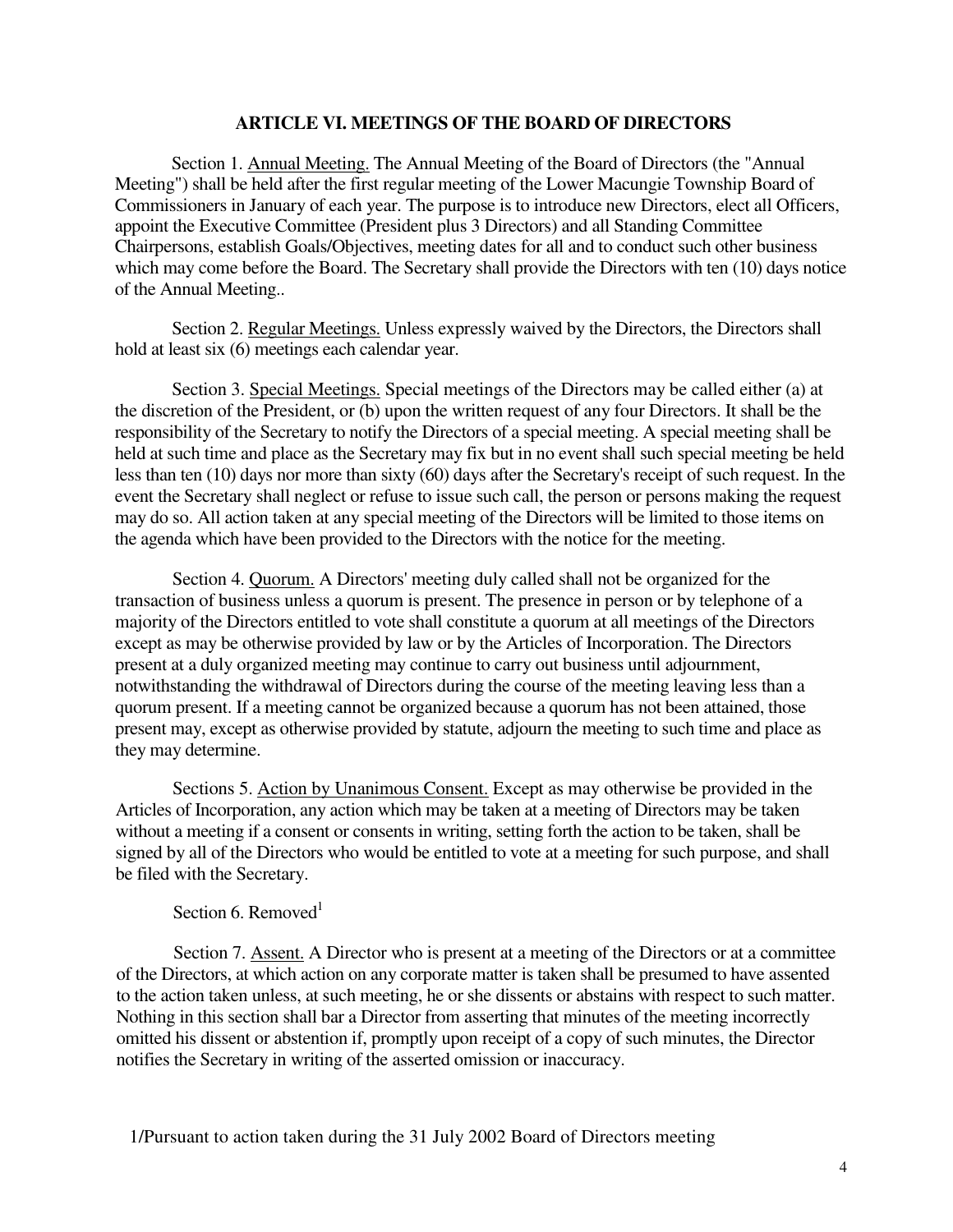## ARTICLE VI. MEETINGS OF THE BOARD OF DIRECTORS

Section 1. Annual Meeting. The Annual Meeting of the Board of Directors (the "Annual Meeting") shall be held after the first regular meeting of the Lower Macungie Township Board of Commissioners in January of each year. The purpose is to introduce new Directors, elect all Officers, appoint the Executive Committee (President plus 3 Directors) and all Standing Committee Chairpersons, establish Goals/Objectives, meeting dates for all and to conduct such other business which may come before the Board. The Secretary shall provide the Directors with ten (10) days notice of the Annual Meeting..

Section 2. Regular Meetings. Unless expressly waived by the Directors, the Directors shall hold at least six (6) meetings each calendar year.

Section 3. Special Meetings. Special meetings of the Directors may be called either (a) at the discretion of the President, or (b) upon the written request of any four Directors. It shall be the responsibility of the Secretary to notify the Directors of a special meeting. A special meeting shall be held at such time and place as the Secretary may fix but in no event shall such special meeting be held less than ten (10) days nor more than sixty (60) days after the Secretary's receipt of such request. In the event the Secretary shall neglect or refuse to issue such call, the person or persons making the request may do so. All action taken at any special meeting of the Directors will be limited to those items on the agenda which have been provided to the Directors with the notice for the meeting.

Section 4. Quorum. A Directors' meeting duly called shall not be organized for the transaction of business unless a quorum is present. The presence in person or by telephone of a majority of the Directors entitled to vote shall constitute a quorum at all meetings of the Directors except as may be otherwise provided by law or by the Articles of Incorporation. The Directors present at a duly organized meeting may continue to carry out business until adjournment, notwithstanding the withdrawal of Directors during the course of the meeting leaving less than a quorum present. If a meeting cannot be organized because a quorum has not been attained, those present may, except as otherwise provided by statute, adjourn the meeting to such time and place as they may determine.

Sections 5. Action by Unanimous Consent. Except as may otherwise be provided in the Articles of Incorporation, any action which may be taken at a meeting of Directors may be taken without a meeting if a consent or consents in writing, setting forth the action to be taken, shall be signed by all of the Directors who would be entitled to vote at a meeting for such purpose, and shall be filed with the Secretary.

Section 6. Removed[1]

Section 7. Assent. A Director who is present at a meeting of the Directors or at a committee of the Directors, at which action on any corporate matter is taken shall be presumed to have assented to the action taken unless, at such meeting, he or she dissents or abstains with respect to such matter. Nothing in this section shall bar a Director from asserting that minutes of the meeting incorrectly omitted his dissent or abstention if, promptly upon receipt of a copy of such minutes, the Director notifies the Secretary in writing of the asserted omission or inaccuracy.

1/Pursuant to action taken during the 31 July 2002 Board of Directors meeting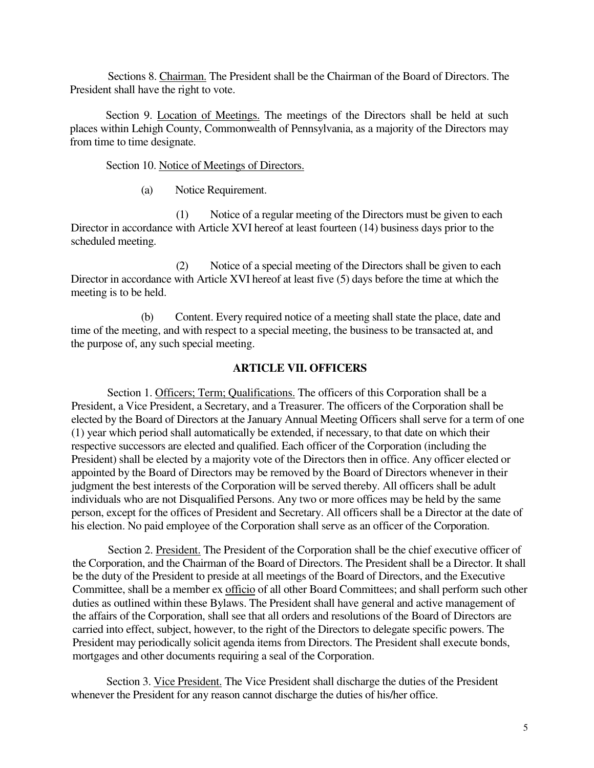Sections 8. Chairman. The President shall be the Chairman of the Board of Directors. The President shall have the right to vote.

Section 9. Location of Meetings. The meetings of the Directors shall be held at such places within Lehigh County, Commonwealth of Pennsylvania, as a majority of the Directors may from time to time designate.

Section 10. Notice of Meetings of Directors.

(a) Notice Requirement.

(1) Notice of a regular meeting of the Directors must be given to each Director in accordance with Article XVI hereof at least fourteen (14) business days prior to the scheduled meeting.

(2) Notice of a special meeting of the Directors shall be given to each Director in accordance with Article XVI hereof at least five (5) days before the time at which the meeting is to be held.

(b) Content. Every required notice of a meeting shall state the place, date and time of the meeting, and with respect to a special meeting, the business to be transacted at, and the purpose of, any such special meeting.

## ARTICLE VII. OFFICERS

Section 1. Officers; Term; Qualifications. The officers of this Corporation shall be a President, a Vice President, a Secretary, and a Treasurer. The officers of the Corporation shall be elected by the Board of Directors at the January Annual Meeting Officers shall serve for a term of one (1) year which period shall automatically be extended, if necessary, to that date on which their respective successors are elected and qualified. Each officer of the Corporation (including the President) shall be elected by a majority vote of the Directors then in office. Any officer elected or appointed by the Board of Directors may be removed by the Board of Directors whenever in their judgment the best interests of the Corporation will be served thereby. All officers shall be adult individuals who are not Disqualified Persons. Any two or more offices may be held by the same person, except for the offices of President and Secretary. All officers shall be a Director at the date of his election. No paid employee of the Corporation shall serve as an officer of the Corporation.

Section 2. President. The President of the Corporation shall be the chief executive officer of the Corporation, and the Chairman of the Board of Directors. The President shall be a Director. It shall be the duty of the President to preside at all meetings of the Board of Directors, and the Executive Committee, shall be a member ex officio of all other Board Committees; and shall perform such other duties as outlined within these Bylaws. The President shall have general and active management of the affairs of the Corporation, shall see that all orders and resolutions of the Board of Directors are carried into effect, subject, however, to the right of the Directors to delegate specific powers. The President may periodically solicit agenda items from Directors. The President shall execute bonds, mortgages and other documents requiring a seal of the Corporation.

Section 3. Vice President. The Vice President shall discharge the duties of the President whenever the President for any reason cannot discharge the duties of his/her office.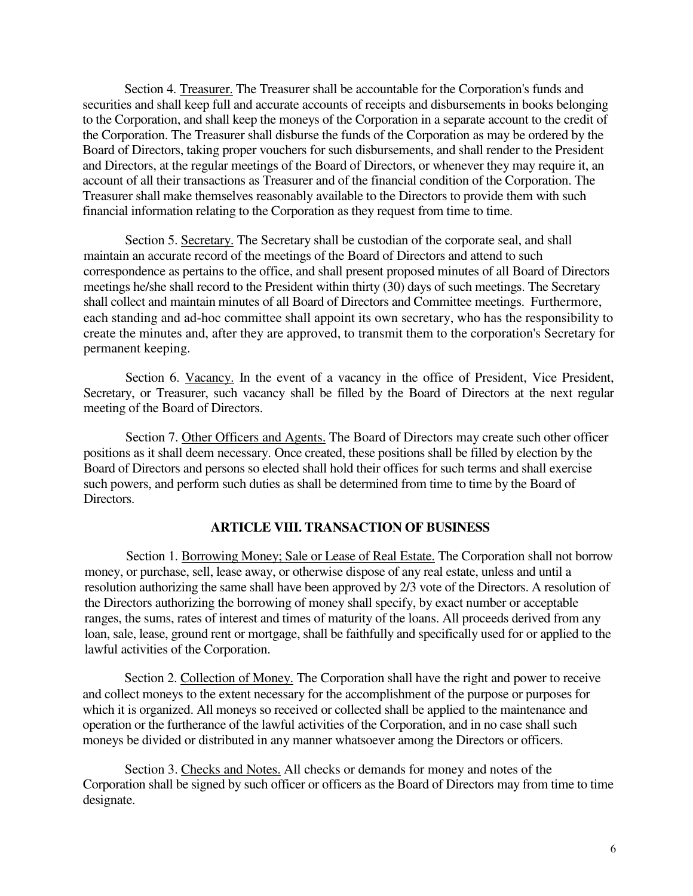Section 4. Treasurer. The Treasurer shall be accountable for the Corporation's funds and securities and shall keep full and accurate accounts of receipts and disbursements in books belonging to the Corporation, and shall keep the moneys of the Corporation in a separate account to the credit of the Corporation. The Treasurer shall disburse the funds of the Corporation as may be ordered by the Board of Directors, taking proper vouchers for such disbursements, and shall render to the President and Directors, at the regular meetings of the Board of Directors, or whenever they may require it, an account of all their transactions as Treasurer and of the financial condition of the Corporation. The Treasurer shall make themselves reasonably available to the Directors to provide them with such financial information relating to the Corporation as they request from time to time.

Section 5. Secretary. The Secretary shall be custodian of the corporate seal, and shall maintain an accurate record of the meetings of the Board of Directors and attend to such correspondence as pertains to the office, and shall present proposed minutes of all Board of Directors meetings he/she shall record to the President within thirty (30) days of such meetings. The Secretary shall collect and maintain minutes of all Board of Directors and Committee meetings. Furthermore, each standing and ad-hoc committee shall appoint its own secretary, who has the responsibility to create the minutes and, after they are approved, to transmit them to the corporation's Secretary for permanent keeping.

Section 6. Vacancy. In the event of a vacancy in the office of President, Vice President, Secretary, or Treasurer, such vacancy shall be filled by the Board of Directors at the next regular meeting of the Board of Directors.

Section 7. Other Officers and Agents. The Board of Directors may create such other officer positions as it shall deem necessary. Once created, these positions shall be filled by election by the Board of Directors and persons so elected shall hold their offices for such terms and shall exercise such powers, and perform such duties as shall be determined from time to time by the Board of Directors.

## ARTICLE VIII. TRANSACTION OF BUSINESS

Section 1. Borrowing Money; Sale or Lease of Real Estate. The Corporation shall not borrow money, or purchase, sell, lease away, or otherwise dispose of any real estate, unless and until a resolution authorizing the same shall have been approved by 2/3 vote of the Directors. A resolution of the Directors authorizing the borrowing of money shall specify, by exact number or acceptable ranges, the sums, rates of interest and times of maturity of the loans. All proceeds derived from any loan, sale, lease, ground rent or mortgage, shall be faithfully and specifically used for or applied to the lawful activities of the Corporation.

Section 2. Collection of Money. The Corporation shall have the right and power to receive and collect moneys to the extent necessary for the accomplishment of the purpose or purposes for which it is organized. All moneys so received or collected shall be applied to the maintenance and operation or the furtherance of the lawful activities of the Corporation, and in no case shall such moneys be divided or distributed in any manner whatsoever among the Directors or officers.

Section 3. Checks and Notes. All checks or demands for money and notes of the Corporation shall be signed by such officer or officers as the Board of Directors may from time to time designate.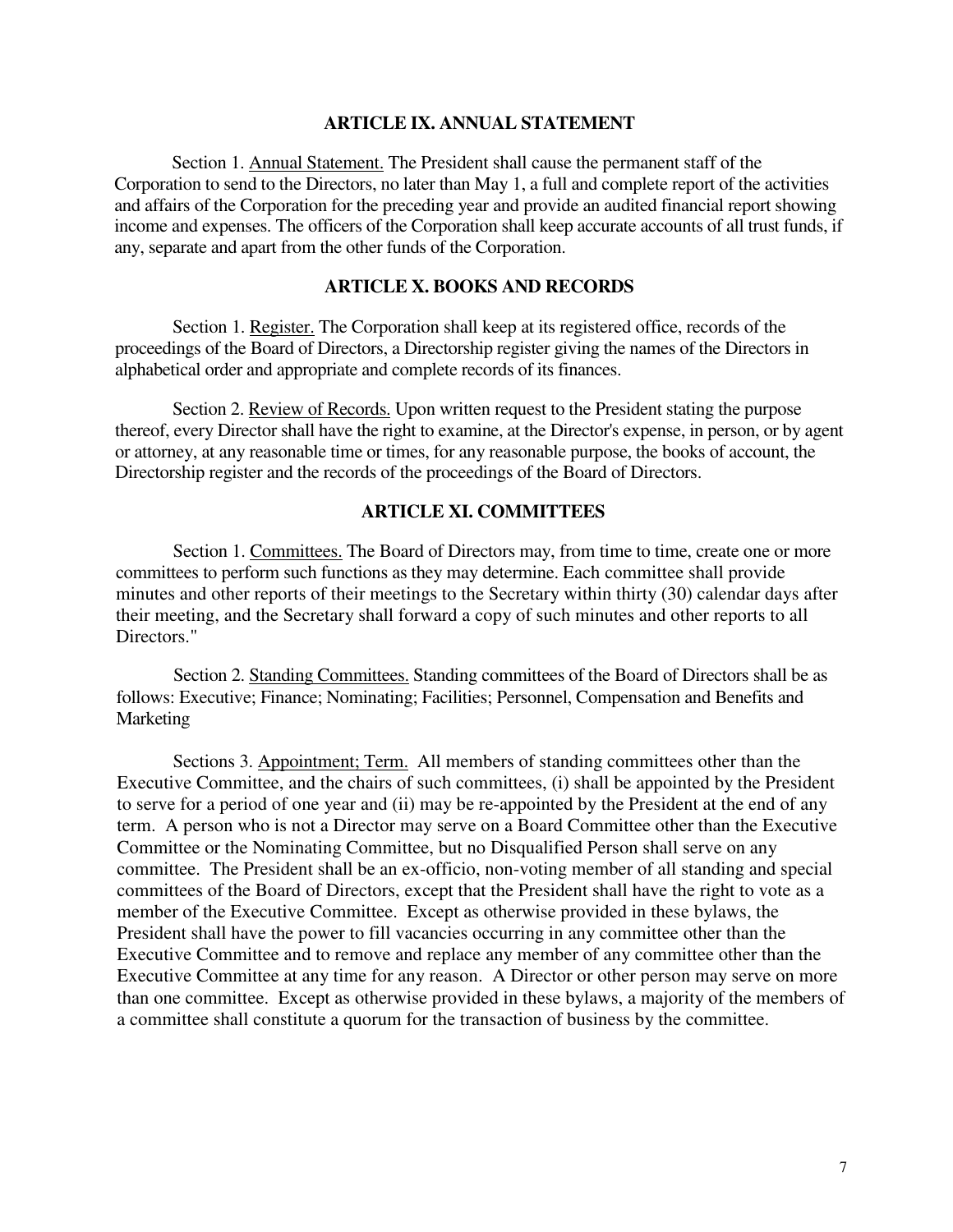## ARTICLE IX. ANNUAL STATEMENT

Section 1. Annual Statement. The President shall cause the permanent staff of the Corporation to send to the Directors, no later than May 1, a full and complete report of the activities and affairs of the Corporation for the preceding year and provide an audited financial report showing income and expenses. The officers of the Corporation shall keep accurate accounts of all trust funds, if any, separate and apart from the other funds of the Corporation.

## ARTICLE X. BOOKS AND RECORDS

Section 1. Register. The Corporation shall keep at its registered office, records of the proceedings of the Board of Directors, a Directorship register giving the names of the Directors in alphabetical order and appropriate and complete records of its finances.

Section 2. Review of Records. Upon written request to the President stating the purpose thereof, every Director shall have the right to examine, at the Director's expense, in person, or by agent or attorney, at any reasonable time or times, for any reasonable purpose, the books of account, the Directorship register and the records of the proceedings of the Board of Directors.

## ARTICLE XI. COMMITTEES

Section 1. Committees. The Board of Directors may, from time to time, create one or more committees to perform such functions as they may determine. Each committee shall provide minutes and other reports of their meetings to the Secretary within thirty (30) calendar days after their meeting, and the Secretary shall forward a copy of such minutes and other reports to all Directors."

Section 2. Standing Committees. Standing committees of the Board of Directors shall be as follows: Executive; Finance; Nominating; Facilities; Personnel, Compensation and Benefits and Marketing

Sections 3. Appointment; Term. All members of standing committees other than the Executive Committee, and the chairs of such committees, (i) shall be appointed by the President to serve for a period of one year and (ii) may be re-appointed by the President at the end of any term. A person who is not a Director may serve on a Board Committee other than the Executive Committee or the Nominating Committee, but no Disqualified Person shall serve on any committee. The President shall be an ex-officio, non-voting member of all standing and special committees of the Board of Directors, except that the President shall have the right to vote as a member of the Executive Committee. Except as otherwise provided in these bylaws, the President shall have the power to fill vacancies occurring in any committee other than the Executive Committee and to remove and replace any member of any committee other than the Executive Committee at any time for any reason. A Director or other person may serve on more than one committee. Except as otherwise provided in these bylaws, a majority of the members of a committee shall constitute a quorum for the transaction of business by the committee.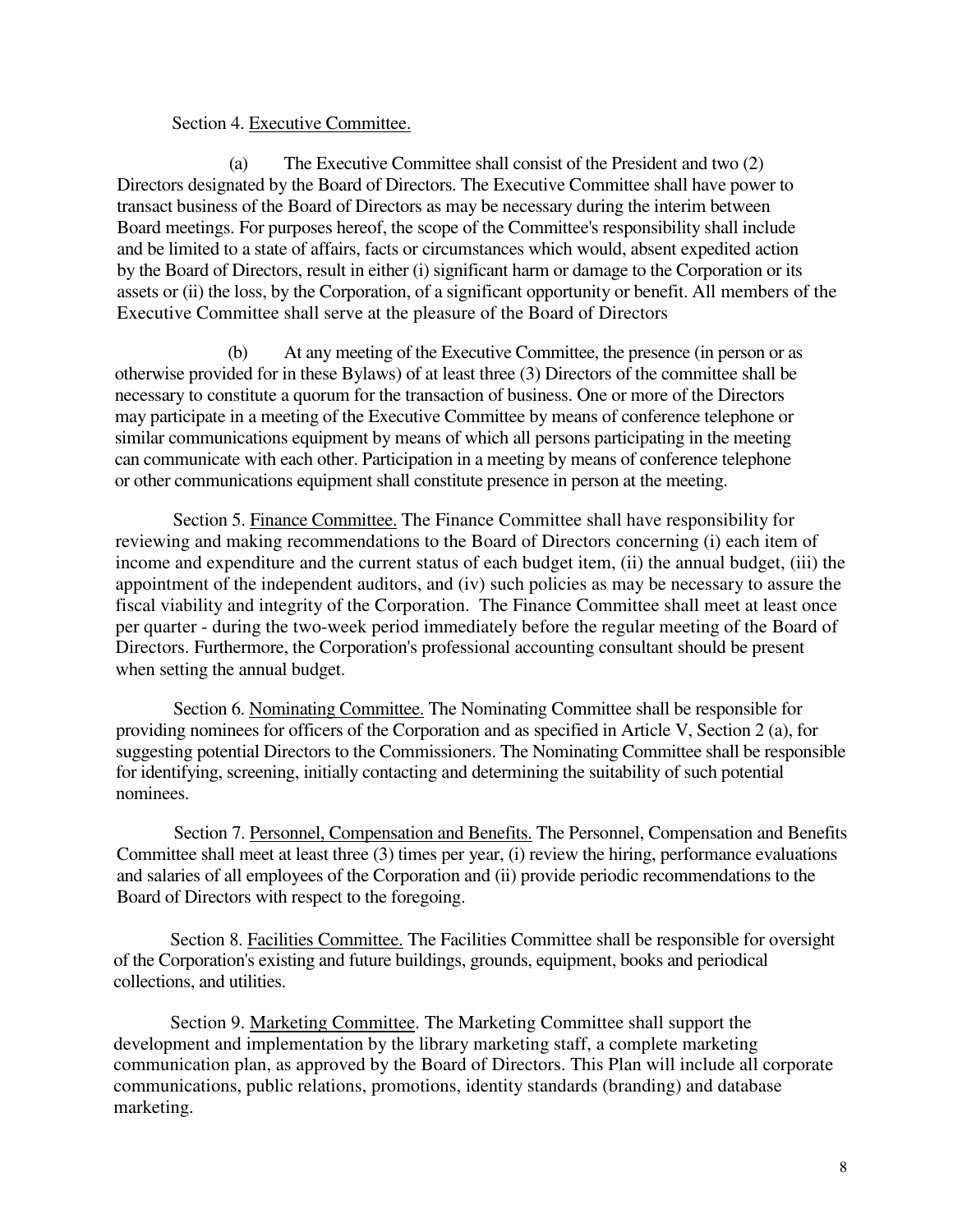Section 4. <u>Executive Committee.</u>

(a) The Executive Committee shall consist of the President and two (2) Directors designated by the Board of Directors. The Executive Committee shall have power to transact business of the Board of Directors as may be necessary during the interim between Board meetings. For purposes hereof, the scope of the Committee's responsibility shall include and be limited to a state of affairs, facts or circumstances which would, absent expedited action by the Board of Directors, result in either (i) significant harm or damage to the Corporation or its assets or (ii) the loss, by the Corporation, of a significant opportunity or benefit. All members of the Executive Committee shall serve at the pleasure of the Board of Directors

(b) At any meeting of the Executive Committee, the presence (in person or as otherwise provided for in these Bylaws) of at least three (3) Directors of the committee shall be necessary to constitute a quorum for the transaction of business. One or more of the Directors may participate in a meeting of the Executive Committee by means of conference telephone or similar communications equipment by means of which all persons participating in the meeting can communicate with each other. Participation in a meeting by means of conference telephone or other communications equipment shall constitute presence in person at the meeting.

Section 5. <u>Finance Committee.</u> The Finance Committee shall have responsibility for reviewing and making recommendations to the Board of Directors concerning (i) each item of income and expenditure and the current status of each budget item, (ii) the annual budget, (iii) the appointment of the independent auditors, and (iv) such policies as may be necessary to assure the fiscal viability and integrity of the Corporation. The Finance Committee shall meet at least once per quarter - during the two-week period immediately before the regular meeting of the Board of Directors. Furthermore, the Corporation's professional accounting consultant should be present when setting the annual budget.

Section 6. <u>Nominating Committee.</u> The Nominating Committee shall be responsible for providing nominees for officers of the Corporation and as specified in Article V, Section 2 (a), for suggesting potential Directors to the Commissioners. The Nominating Committee shall be responsible for identifying, screening, initially contacting and determining the suitability of such potential nominees.

Section 7. <u>Personnel, Compensation and Benefits.</u> The Personnel, Compensation and Benefits Committee shall meet at least three (3) times per year, (i) review the hiring, performance evaluations and salaries of all employees of the Corporation and (ii) provide periodic recommendations to the Board of Directors with respect to the foregoing.

Section 8. <u>Facilities Committee.</u> The Facilities Committee shall be responsible for oversight of the Corporation's existing and future buildings, grounds, equipment, books and periodical collections, and utilities.

Section 9. <u>Marketing Committee</u>. The Marketing Committee shall support the development and implementation by the library marketing staff, a complete marketing communication plan, as approved by the Board of Directors. This Plan will include all corporate communications, public relations, promotions, identity standards (branding) and database marketing.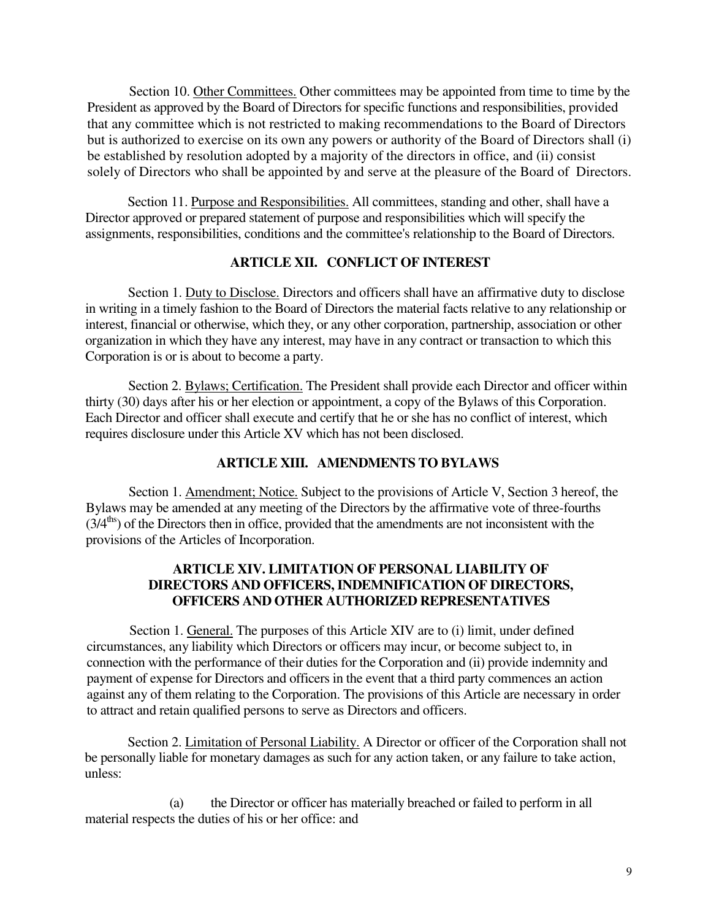Section 10. Other Committees. Other committees may be appointed from time to time by the President as approved by the Board of Directors for specific functions and responsibilities, provided that any committee which is not restricted to making recommendations to the Board of Directors but is authorized to exercise on its own any powers or authority of the Board of Directors shall (i) be established by resolution adopted by a majority of the directors in office, and (ii) consist solely of Directors who shall be appointed by and serve at the pleasure of the Board of Directors.

Section 11. Purpose and Responsibilities. All committees, standing and other, shall have a Director approved or prepared statement of purpose and responsibilities which will specify the assignments, responsibilities, conditions and the committee's relationship to the Board of Directors.

## ARTICLE XII. CONFLICT OF INTEREST

Section 1. Duty to Disclose. Directors and officers shall have an affirmative duty to disclose in writing in a timely fashion to the Board of Directors the material facts relative to any relationship or interest, financial or otherwise, which they, or any other corporation, partnership, association or other organization in which they have any interest, may have in any contract or transaction to which this Corporation is or is about to become a party.

Section 2. Bylaws; Certification. The President shall provide each Director and officer within thirty (30) days after his or her election or appointment, a copy of the Bylaws of this Corporation. Each Director and officer shall execute and certify that he or she has no conflict of interest, which requires disclosure under this Article XV which has not been disclosed.

## ARTICLE XIII. AMENDMENTS TO BYLAWS

Section 1. Amendment; Notice. Subject to the provisions of Article V, Section 3 hereof, the Bylaws may be amended at any meeting of the Directors by the affirmative vote of three-fourths (3/4[ths]) of the Directors then in office, provided that the amendments are not inconsistent with the provisions of the Articles of Incorporation.

## ARTICLE XIV. LIMITATION OF PERSONAL LIABILITY OF DIRECTORS AND OFFICERS, INDEMNIFICATION OF DIRECTORS, OFFICERS AND OTHER AUTHORIZED REPRESENTATIVES

Section 1. General. The purposes of this Article XIV are to (i) limit, under defined circumstances, any liability which Directors or officers may incur, or become subject to, in connection with the performance of their duties for the Corporation and (ii) provide indemnity and payment of expense for Directors and officers in the event that a third party commences an action against any of them relating to the Corporation. The provisions of this Article are necessary in order to attract and retain qualified persons to serve as Directors and officers.

Section 2. Limitation of Personal Liability. A Director or officer of the Corporation shall not be personally liable for monetary damages as such for any action taken, or any failure to take action, unless:

(a) the Director or officer has materially breached or failed to perform in all material respects the duties of his or her office: and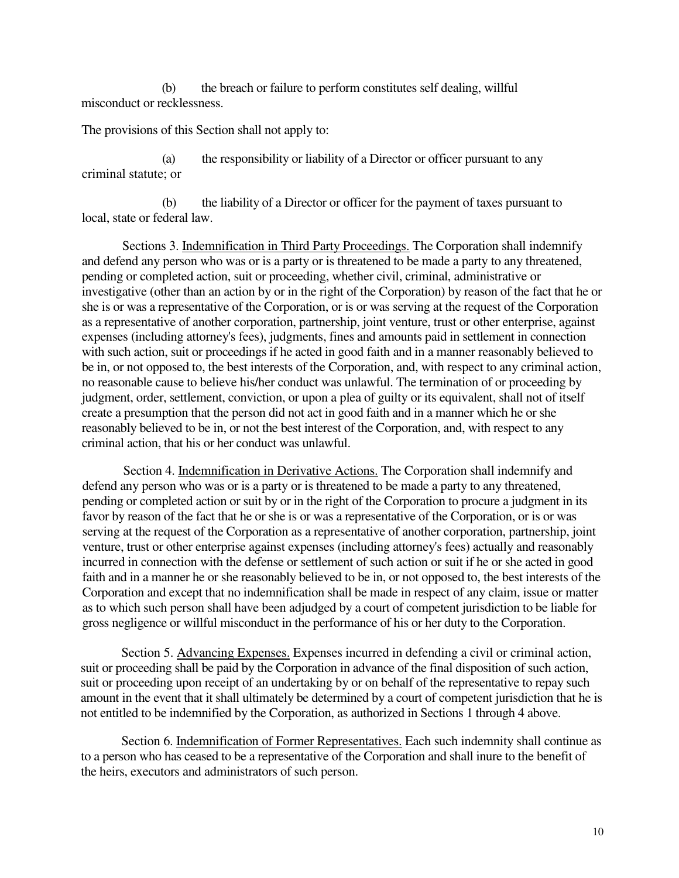(b) the breach or failure to perform constitutes self dealing, willful misconduct or recklessness.

The provisions of this Section shall not apply to:

(a) the responsibility or liability of a Director or officer pursuant to any criminal statute; or

(b) the liability of a Director or officer for the payment of taxes pursuant to local, state or federal law.

Sections 3. <u>Indemnification in Third Party Proceedings.</u> The Corporation shall indemnify and defend any person who was or is a party or is threatened to be made a party to any threatened, pending or completed action, suit or proceeding, whether civil, criminal, administrative or investigative (other than an action by or in the right of the Corporation) by reason of the fact that he or she is or was a representative of the Corporation, or is or was serving at the request of the Corporation as a representative of another corporation, partnership, joint venture, trust or other enterprise, against expenses (including attorney's fees), judgments, fines and amounts paid in settlement in connection with such action, suit or proceedings if he acted in good faith and in a manner reasonably believed to be in, or not opposed to, the best interests of the Corporation, and, with respect to any criminal action, no reasonable cause to believe his/her conduct was unlawful. The termination of or proceeding by judgment, order, settlement, conviction, or upon a plea of guilty or its equivalent, shall not of itself create a presumption that the person did not act in good faith and in a manner which he or she reasonably believed to be in, or not the best interest of the Corporation, and, with respect to any criminal action, that his or her conduct was unlawful.

Section 4. <u>Indemnification in Derivative Actions.</u> The Corporation shall indemnify and defend any person who was or is a party or is threatened to be made a party to any threatened, pending or completed action or suit by or in the right of the Corporation to procure a judgment in its favor by reason of the fact that he or she is or was a representative of the Corporation, or is or was serving at the request of the Corporation as a representative of another corporation, partnership, joint venture, trust or other enterprise against expenses (including attorney's fees) actually and reasonably incurred in connection with the defense or settlement of such action or suit if he or she acted in good faith and in a manner he or she reasonably believed to be in, or not opposed to, the best interests of the Corporation and except that no indemnification shall be made in respect of any claim, issue or matter as to which such person shall have been adjudged by a court of competent jurisdiction to be liable for gross negligence or willful misconduct in the performance of his or her duty to the Corporation.

Section 5. <u>Advancing Expenses.</u> Expenses incurred in defending a civil or criminal action, suit or proceeding shall be paid by the Corporation in advance of the final disposition of such action, suit or proceeding upon receipt of an undertaking by or on behalf of the representative to repay such amount in the event that it shall ultimately be determined by a court of competent jurisdiction that he is not entitled to be indemnified by the Corporation, as authorized in Sections 1 through 4 above.

Section 6. <u>Indemnification of Former Representatives.</u> Each such indemnity shall continue as to a person who has ceased to be a representative of the Corporation and shall inure to the benefit of the heirs, executors and administrators of such person.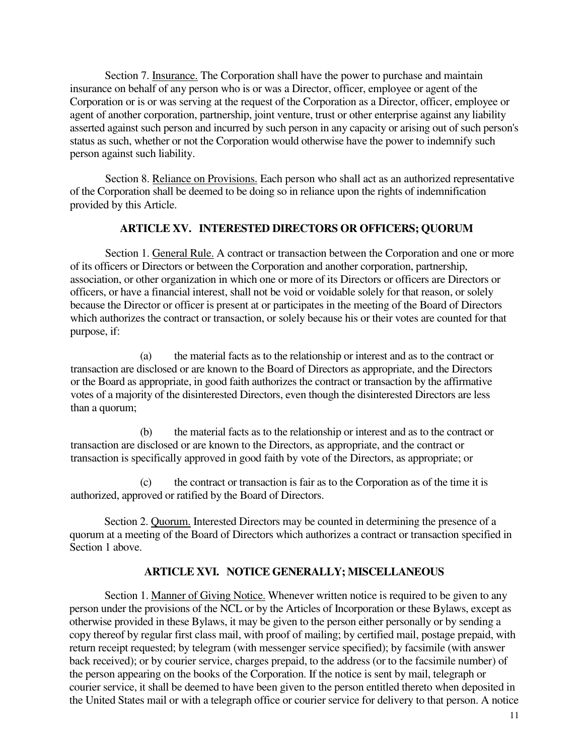Section 7. Insurance. The Corporation shall have the power to purchase and maintain insurance on behalf of any person who is or was a Director, officer, employee or agent of the Corporation or is or was serving at the request of the Corporation as a Director, officer, employee or agent of another corporation, partnership, joint venture, trust or other enterprise against any liability asserted against such person and incurred by such person in any capacity or arising out of such person's status as such, whether or not the Corporation would otherwise have the power to indemnify such person against such liability.

Section 8. Reliance on Provisions. Each person who shall act as an authorized representative of the Corporation shall be deemed to be doing so in reliance upon the rights of indemnification provided by this Article.

## ARTICLE XV. INTERESTED DIRECTORS OR OFFICERS; QUORUM

Section 1. General Rule. A contract or transaction between the Corporation and one or more of its officers or Directors or between the Corporation and another corporation, partnership, association, or other organization in which one or more of its Directors or officers are Directors or officers, or have a financial interest, shall not be void or voidable solely for that reason, or solely because the Director or officer is present at or participates in the meeting of the Board of Directors which authorizes the contract or transaction, or solely because his or their votes are counted for that purpose, if:

(a) the material facts as to the relationship or interest and as to the contract or transaction are disclosed or are known to the Board of Directors as appropriate, and the Directors or the Board as appropriate, in good faith authorizes the contract or transaction by the affirmative votes of a majority of the disinterested Directors, even though the disinterested Directors are less than a quorum;

(b) the material facts as to the relationship or interest and as to the contract or transaction are disclosed or are known to the Directors, as appropriate, and the contract or transaction is specifically approved in good faith by vote of the Directors, as appropriate; or

(c) the contract or transaction is fair as to the Corporation as of the time it is authorized, approved or ratified by the Board of Directors.

Section 2. Quorum. Interested Directors may be counted in determining the presence of a quorum at a meeting of the Board of Directors which authorizes a contract or transaction specified in Section 1 above.

## ARTICLE XVI. NOTICE GENERALLY; MISCELLANEOUS

Section 1. Manner of Giving Notice. Whenever written notice is required to be given to any person under the provisions of the NCL or by the Articles of Incorporation or these Bylaws, except as otherwise provided in these Bylaws, it may be given to the person either personally or by sending a copy thereof by regular first class mail, with proof of mailing; by certified mail, postage prepaid, with return receipt requested; by telegram (with messenger service specified); by facsimile (with answer back received); or by courier service, charges prepaid, to the address (or to the facsimile number) of the person appearing on the books of the Corporation. If the notice is sent by mail, telegraph or courier service, it shall be deemed to have been given to the person entitled thereto when deposited in the United States mail or with a telegraph office or courier service for delivery to that person. A notice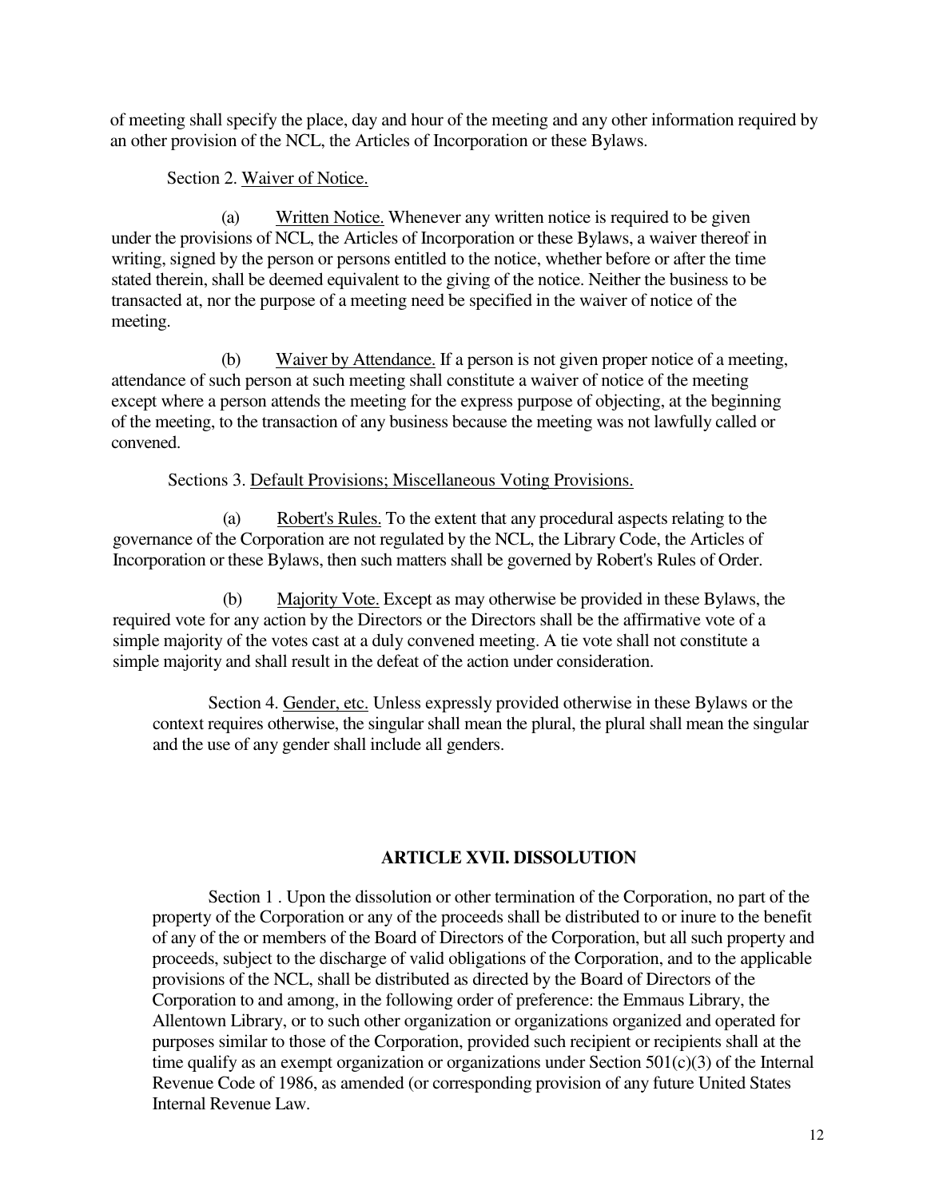of meeting shall specify the place, day and hour of the meeting and any other information required by an other provision of the NCL, the Articles of Incorporation or these Bylaws.

Section 2. Waiver of Notice.

(a) Written Notice. Whenever any written notice is required to be given under the provisions of NCL, the Articles of Incorporation or these Bylaws, a waiver thereof in writing, signed by the person or persons entitled to the notice, whether before or after the time stated therein, shall be deemed equivalent to the giving of the notice. Neither the business to be transacted at, nor the purpose of a meeting need be specified in the waiver of notice of the meeting.

(b) Waiver by Attendance. If a person is not given proper notice of a meeting, attendance of such person at such meeting shall constitute a waiver of notice of the meeting except where a person attends the meeting for the express purpose of objecting, at the beginning of the meeting, to the transaction of any business because the meeting was not lawfully called or convened.

Sections 3. Default Provisions; Miscellaneous Voting Provisions.

(a) Robert's Rules. To the extent that any procedural aspects relating to the governance of the Corporation are not regulated by the NCL, the Library Code, the Articles of Incorporation or these Bylaws, then such matters shall be governed by Robert's Rules of Order.

(b) Majority Vote. Except as may otherwise be provided in these Bylaws, the required vote for any action by the Directors or the Directors shall be the affirmative vote of a simple majority of the votes cast at a duly convened meeting. A tie vote shall not constitute a simple majority and shall result in the defeat of the action under consideration.

Section 4. Gender, etc. Unless expressly provided otherwise in these Bylaws or the context requires otherwise, the singular shall mean the plural, the plural shall mean the singular and the use of any gender shall include all genders.

## ARTICLE XVII. DISSOLUTION

Section 1 . Upon the dissolution or other termination of the Corporation, no part of the property of the Corporation or any of the proceeds shall be distributed to or inure to the benefit of any of the or members of the Board of Directors of the Corporation, but all such property and proceeds, subject to the discharge of valid obligations of the Corporation, and to the applicable provisions of the NCL, shall be distributed as directed by the Board of Directors of the Corporation to and among, in the following order of preference: the Emmaus Library, the Allentown Library, or to such other organization or organizations organized and operated for purposes similar to those of the Corporation, provided such recipient or recipients shall at the time qualify as an exempt organization or organizations under Section 501(c)(3) of the Internal Revenue Code of 1986, as amended (or corresponding provision of any future United States Internal Revenue Law.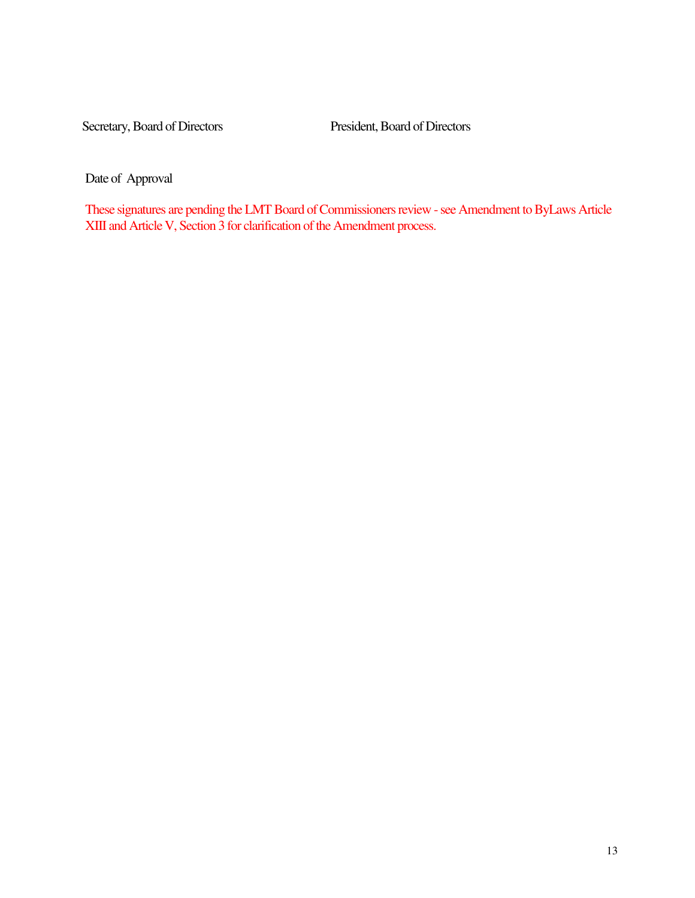Secretary, Board of Directors

President, Board of Directors

Date of Approval

These signatures are pending the LMT Board of Commissioners review - see Amendment to ByLaws Article XIII and Article V, Section 3 for clarification of the Amendment process.